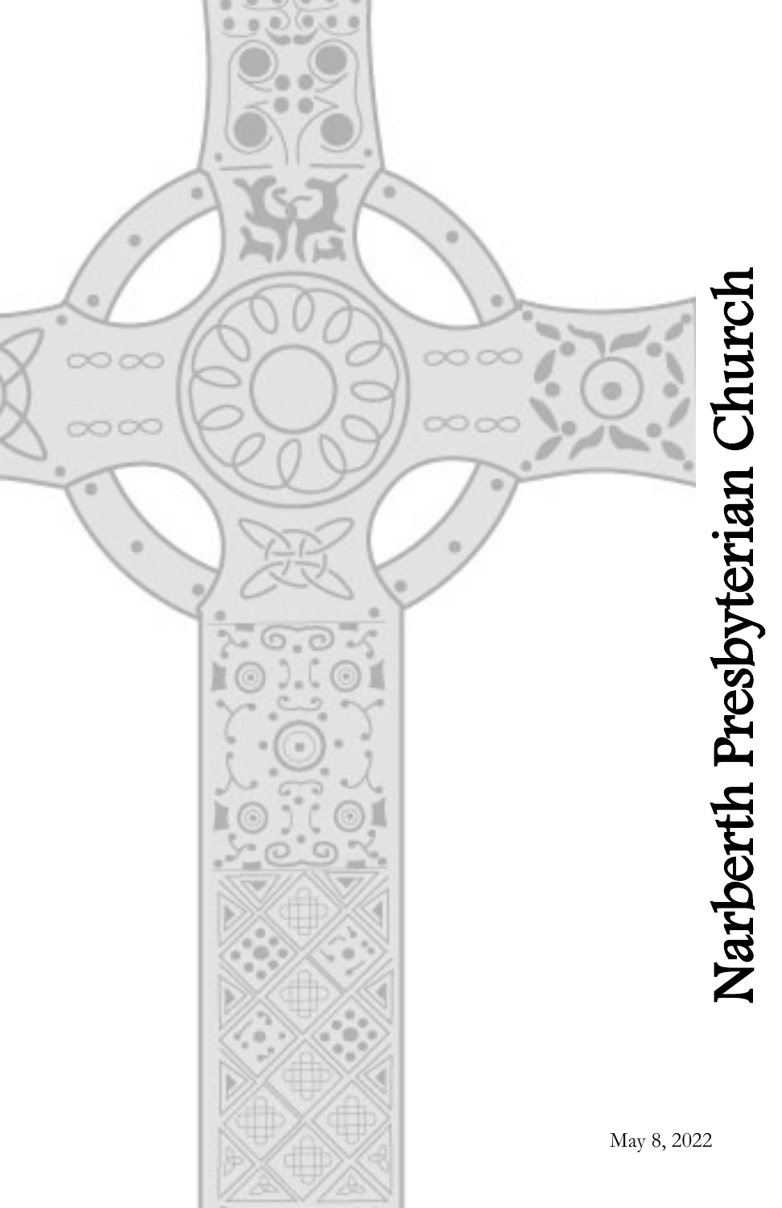# Narberth Presbyterian Church

May 8, 2022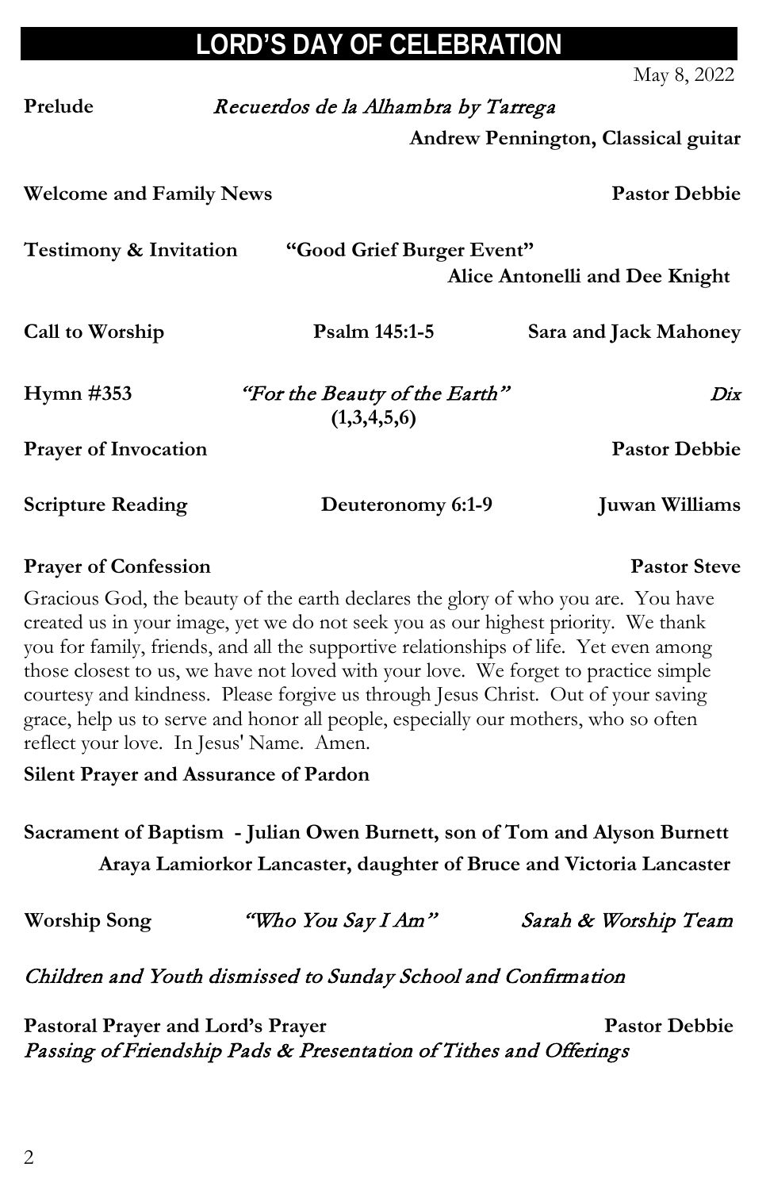# LORD'S DAY OF CELEBRATION

May 8, 2022

**Prelude** *Recuerdos de la Alhambra by Tarrega*

**Andrew Pennington, Classical guitar**

**Welcome and Family News** **Pastor Debbie**

**Testimony & Invitation** **"Good Grief Burger Event"**

**Alice Antonelli and Dee Knight**

**Call to Worship** **Psalm 145:1-5** **Sara and Jack Mahoney**

**Hymn #353** *"For the Beauty of the Earth"* **(1,3,4,5,6)** *Dix*

**Prayer of Invocation** **Pastor Debbie**

**Scripture Reading** **Deuteronomy 6:1-9** **Juwan Williams**

**Prayer of Confession** **Pastor Steve**

Gracious God, the beauty of the earth declares the glory of who you are. You have created us in your image, yet we do not seek you as our highest priority. We thank you for family, friends, and all the supportive relationships of life. Yet even among those closest to us, we have not loved with your love. We forget to practice simple courtesy and kindness. Please forgive us through Jesus Christ. Out of your saving grace, help us to serve and honor all people, especially our mothers, who so often reflect your love. In Jesus' Name. Amen.

**Silent Prayer and Assurance of Pardon**

**Sacrament of Baptism - Julian Owen Burnett, son of Tom and Alyson Burnett**
**Araya Lamiorkor Lancaster, daughter of Bruce and Victoria Lancaster**

**Worship Song** *"Who You Say I Am"* *Sarah & Worship Team*

*Children and Youth dismissed to Sunday School and Confirmation*

**Pastoral Prayer and Lord's Prayer** **Pastor Debbie**

*Passing of Friendship Pads & Presentation of Tithes and Offerings*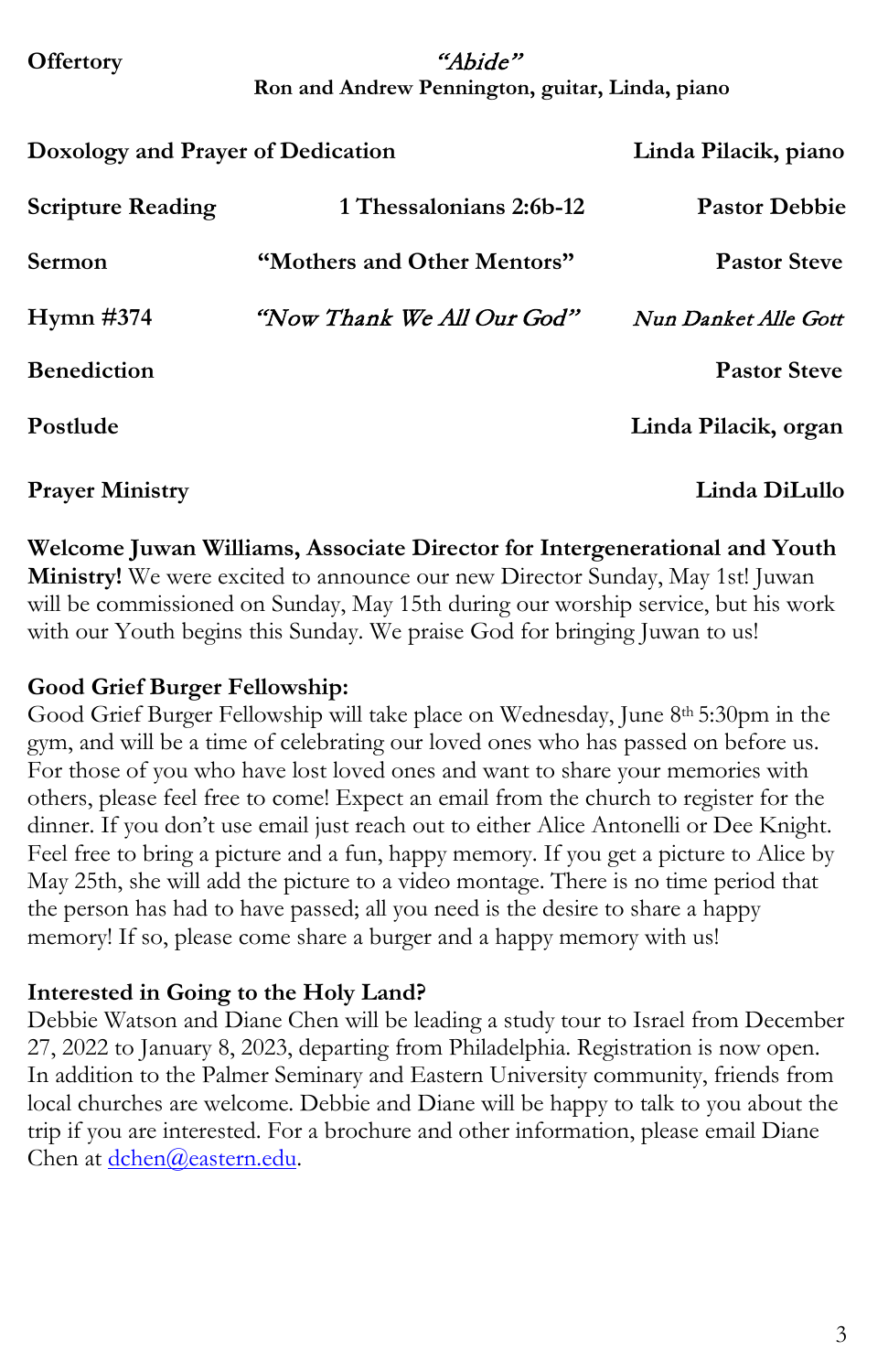**Offertory** *"Abide"*
**Ron and Andrew Pennington, guitar, Linda, piano**

| | | |
|---|---|---|
| **Doxology and Prayer of Dedication** | | **Linda Pilacik, piano** |
| **Scripture Reading** | **1 Thessalonians 2:6b-12** | **Pastor Debbie** |
| **Sermon** | **"Mothers and Other Mentors"** | **Pastor Steve** |
| **Hymn #374** | *"Now Thank We All Our God"* | *Nun Danket Alle Gott* |
| **Benediction** | | **Pastor Steve** |
| **Postlude** | | **Linda Pilacik, organ** |
| **Prayer Ministry** | | **Linda DiLullo** |

**Welcome Juwan Williams, Associate Director for Intergenerational and Youth Ministry!** We were excited to announce our new Director Sunday, May 1st! Juwan will be commissioned on Sunday, May 15th during our worship service, but his work with our Youth begins this Sunday. We praise God for bringing Juwan to us!

**Good Grief Burger Fellowship:**
Good Grief Burger Fellowship will take place on Wednesday, June 8th 5:30pm in the gym, and will be a time of celebrating our loved ones who has passed on before us. For those of you who have lost loved ones and want to share your memories with others, please feel free to come! Expect an email from the church to register for the dinner. If you don't use email just reach out to either Alice Antonelli or Dee Knight. Feel free to bring a picture and a fun, happy memory. If you get a picture to Alice by May 25th, she will add the picture to a video montage. There is no time period that the person has had to have passed; all you need is the desire to share a happy memory! If so, please come share a burger and a happy memory with us!

**Interested in Going to the Holy Land?**
Debbie Watson and Diane Chen will be leading a study tour to Israel from December 27, 2022 to January 8, 2023, departing from Philadelphia. Registration is now open. In addition to the Palmer Seminary and Eastern University community, friends from local churches are welcome. Debbie and Diane will be happy to talk to you about the trip if you are interested. For a brochure and other information, please email Diane Chen at dchen@eastern.edu.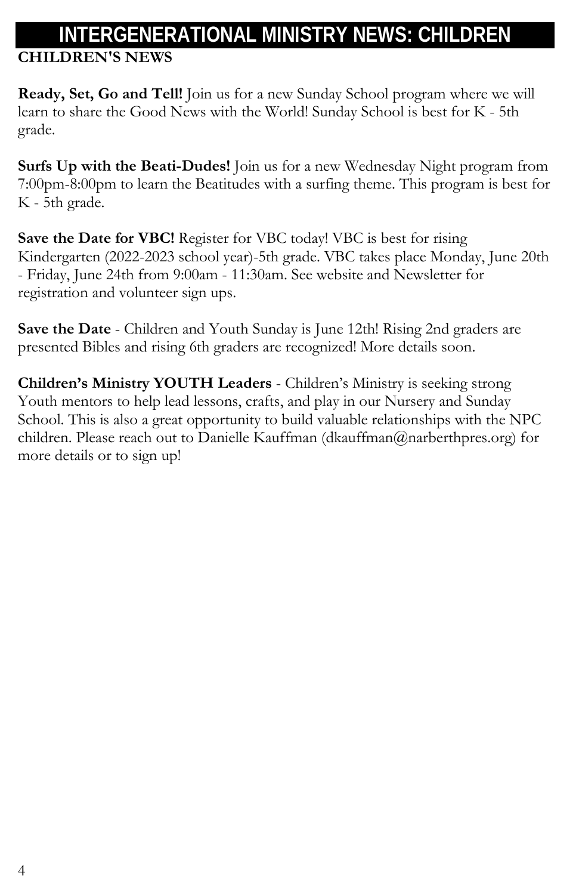# INTERGENERATIONAL MINISTRY NEWS: CHILDREN

## CHILDREN'S NEWS

**Ready, Set, Go and Tell!** Join us for a new Sunday School program where we will learn to share the Good News with the World! Sunday School is best for K - 5th grade.

**Surfs Up with the Beati-Dudes!** Join us for a new Wednesday Night program from 7:00pm-8:00pm to learn the Beatitudes with a surfing theme. This program is best for K - 5th grade.

**Save the Date for VBC!** Register for VBC today! VBC is best for rising Kindergarten (2022-2023 school year)-5th grade. VBC takes place Monday, June 20th - Friday, June 24th from 9:00am - 11:30am. See website and Newsletter for registration and volunteer sign ups.

**Save the Date** - Children and Youth Sunday is June 12th! Rising 2nd graders are presented Bibles and rising 6th graders are recognized! More details soon.

**Children's Ministry YOUTH Leaders** - Children's Ministry is seeking strong Youth mentors to help lead lessons, crafts, and play in our Nursery and Sunday School. This is also a great opportunity to build valuable relationships with the NPC children. Please reach out to Danielle Kauffman (dkauffman@narberthpres.org) for more details or to sign up!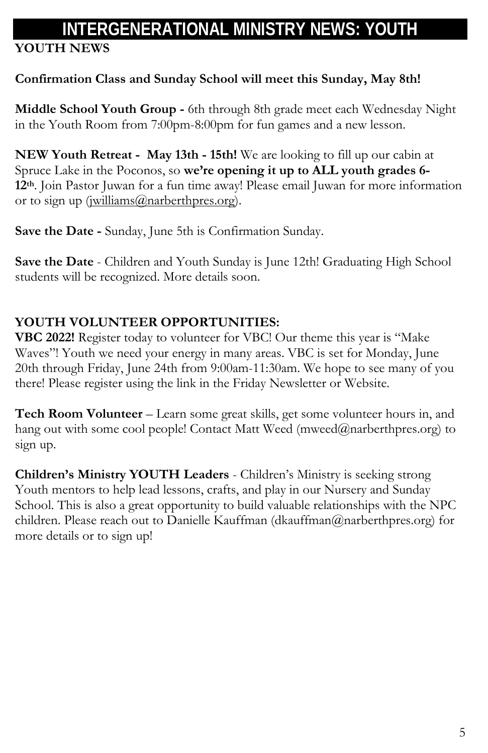# INTERGENERATIONAL MINISTRY NEWS: YOUTH

**YOUTH NEWS**

**Confirmation Class and Sunday School will meet this Sunday, May 8th!**

**Middle School Youth Group -** 6th through 8th grade meet each Wednesday Night in the Youth Room from 7:00pm-8:00pm for fun games and a new lesson.

**NEW Youth Retreat - May 13th - 15th!** We are looking to fill up our cabin at Spruce Lake in the Poconos, so **we're opening it up to ALL youth grades 6-12th**. Join Pastor Juwan for a fun time away! Please email Juwan for more information or to sign up (jwilliams@narberthpres.org).

**Save the Date -** Sunday, June 5th is Confirmation Sunday.

**Save the Date** - Children and Youth Sunday is June 12th! Graduating High School students will be recognized. More details soon.

**YOUTH VOLUNTEER OPPORTUNITIES:**

**VBC 2022!** Register today to volunteer for VBC! Our theme this year is "Make Waves"! Youth we need your energy in many areas. VBC is set for Monday, June 20th through Friday, June 24th from 9:00am-11:30am. We hope to see many of you there! Please register using the link in the Friday Newsletter or Website.

**Tech Room Volunteer** – Learn some great skills, get some volunteer hours in, and hang out with some cool people! Contact Matt Weed (mweed@narberthpres.org) to sign up.

**Children's Ministry YOUTH Leaders** - Children's Ministry is seeking strong Youth mentors to help lead lessons, crafts, and play in our Nursery and Sunday School. This is also a great opportunity to build valuable relationships with the NPC children. Please reach out to Danielle Kauffman (dkauffman@narberthpres.org) for more details or to sign up!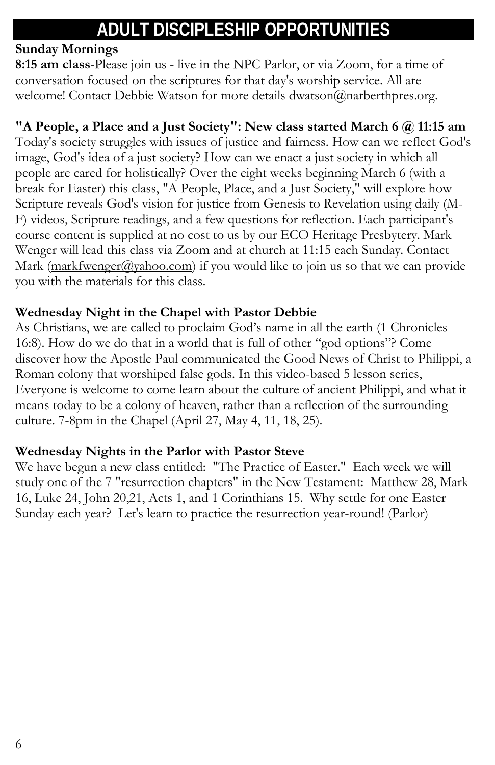# ADULT DISCIPLESHIP OPPORTUNITIES

**Sunday Mornings**

**8:15 am class**-Please join us - live in the NPC Parlor, or via Zoom, for a time of conversation focused on the scriptures for that day's worship service. All are welcome! Contact Debbie Watson for more details dwatson@narberthpres.org.

**"A People, a Place and a Just Society": New class started March 6 @ 11:15 am**

Today's society struggles with issues of justice and fairness. How can we reflect God's image, God's idea of a just society? How can we enact a just society in which all people are cared for holistically? Over the eight weeks beginning March 6 (with a break for Easter) this class, "A People, Place, and a Just Society," will explore how Scripture reveals God's vision for justice from Genesis to Revelation using daily (M-F) videos, Scripture readings, and a few questions for reflection. Each participant's course content is supplied at no cost to us by our ECO Heritage Presbytery. Mark Wenger will lead this class via Zoom and at church at 11:15 each Sunday. Contact Mark (markfwenger@yahoo.com) if you would like to join us so that we can provide you with the materials for this class.

**Wednesday Night in the Chapel with Pastor Debbie**

As Christians, we are called to proclaim God's name in all the earth (1 Chronicles 16:8). How do we do that in a world that is full of other "god options"? Come discover how the Apostle Paul communicated the Good News of Christ to Philippi, a Roman colony that worshiped false gods. In this video-based 5 lesson series, Everyone is welcome to come learn about the culture of ancient Philippi, and what it means today to be a colony of heaven, rather than a reflection of the surrounding culture. 7-8pm in the Chapel (April 27, May 4, 11, 18, 25).

**Wednesday Nights in the Parlor with Pastor Steve**

We have begun a new class entitled: "The Practice of Easter." Each week we will study one of the 7 "resurrection chapters" in the New Testament: Matthew 28, Mark 16, Luke 24, John 20,21, Acts 1, and 1 Corinthians 15. Why settle for one Easter Sunday each year? Let's learn to practice the resurrection year-round! (Parlor)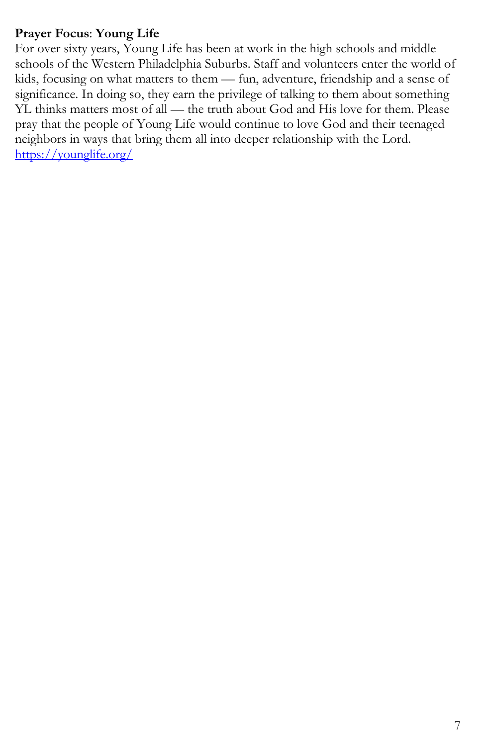**Prayer Focus**: **Young Life**

For over sixty years, Young Life has been at work in the high schools and middle schools of the Western Philadelphia Suburbs. Staff and volunteers enter the world of kids, focusing on what matters to them — fun, adventure, friendship and a sense of significance. In doing so, they earn the privilege of talking to them about something YL thinks matters most of all — the truth about God and His love for them. Please pray that the people of Young Life would continue to love God and their teenaged neighbors in ways that bring them all into deeper relationship with the Lord. [https://younglife.org/](https://younglife.org/)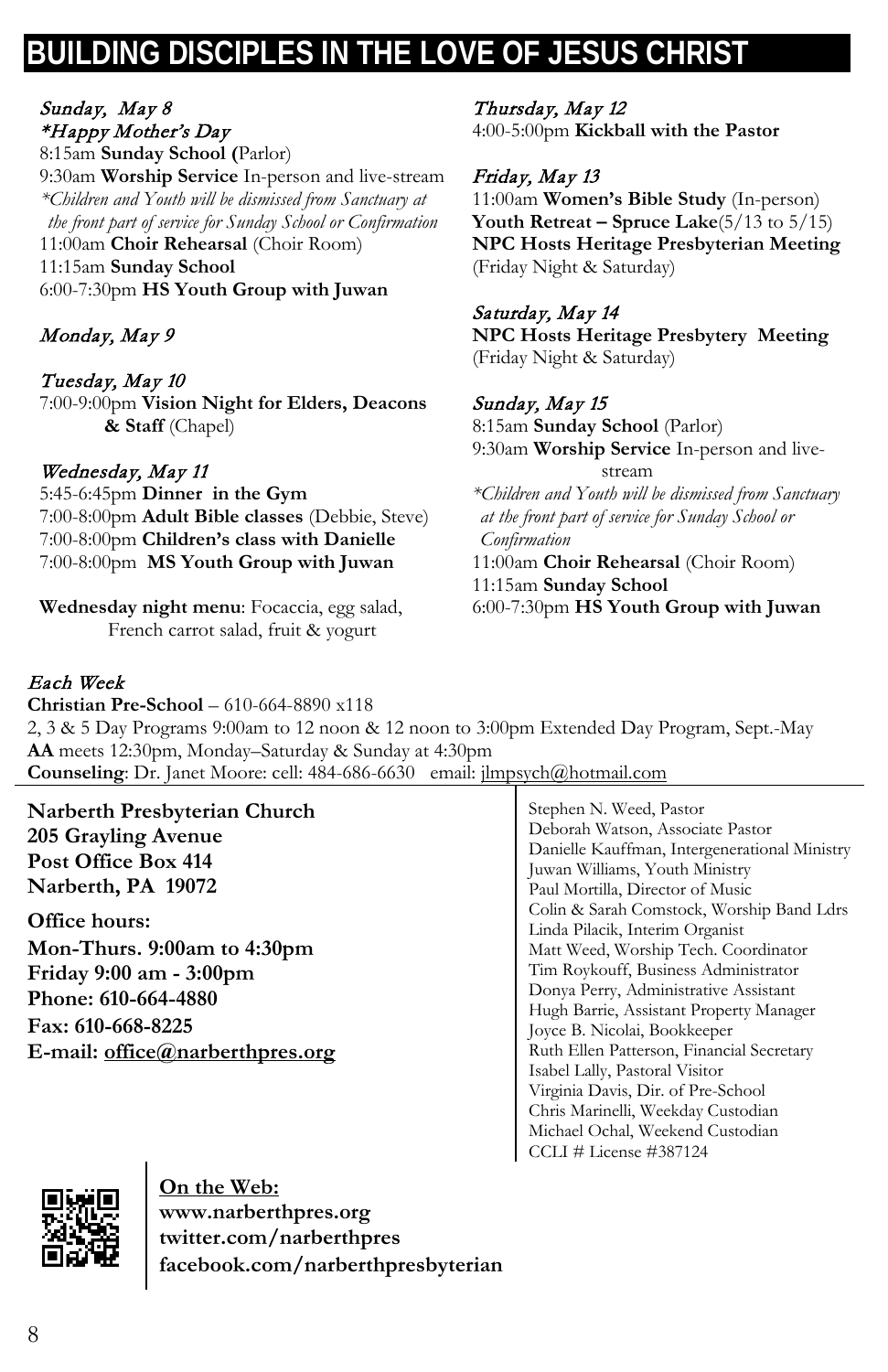# BUILDING DISCIPLES IN THE LOVE OF JESUS CHRIST

*Sunday, May 8*
*\*Happy Mother's Day*
8:15am **Sunday School (**Parlor)
9:30am **Worship Service** In-person and live-stream
*\*Children and Youth will be dismissed from Sanctuary at the front part of service for Sunday School or Confirmation*
11:00am **Choir Rehearsal** (Choir Room)
11:15am **Sunday School**
6:00-7:30pm **HS Youth Group with Juwan**

*Monday, May 9*

*Tuesday, May 10*
7:00-9:00pm **Vision Night for Elders, Deacons & Staff** (Chapel)

*Wednesday, May 11*
5:45-6:45pm **Dinner in the Gym**
7:00-8:00pm **Adult Bible classes** (Debbie, Steve)
7:00-8:00pm **Children's class with Danielle**
7:00-8:00pm **MS Youth Group with Juwan**

**Wednesday night menu**: Focaccia, egg salad, French carrot salad, fruit & yogurt

*Thursday, May 12*
4:00-5:00pm **Kickball with the Pastor**

*Friday, May 13*
11:00am **Women's Bible Study** (In-person)
**Youth Retreat – Spruce Lake**(5/13 to 5/15)
**NPC Hosts Heritage Presbyterian Meeting** (Friday Night & Saturday)

*Saturday, May 14*
**NPC Hosts Heritage Presbytery Meeting** (Friday Night & Saturday)

*Sunday, May 15*
8:15am **Sunday School** (Parlor)
9:30am **Worship Service** In-person and live-stream
*\*Children and Youth will be dismissed from Sanctuary at the front part of service for Sunday School or Confirmation*
11:00am **Choir Rehearsal** (Choir Room)
11:15am **Sunday School**
6:00-7:30pm **HS Youth Group with Juwan**

*Each Week*
**Christian Pre-School** – 610-664-8890 x118
2, 3 & 5 Day Programs 9:00am to 12 noon & 12 noon to 3:00pm Extended Day Program, Sept.-May
**AA** meets 12:30pm, Monday–Saturday & Sunday at 4:30pm
**Counseling**: Dr. Janet Moore: cell: 484-686-6630 email: jlmpsych@hotmail.com

**Narberth Presbyterian Church**
**205 Grayling Avenue**
**Post Office Box 414**
**Narberth, PA 19072**

**Office hours:**
**Mon-Thurs. 9:00am to 4:30pm**
**Friday 9:00 am - 3:00pm**
**Phone: 610-664-4880**
**Fax: 610-668-8225**
**E-mail: office@narberthpres.org**

Stephen N. Weed, Pastor
Deborah Watson, Associate Pastor
Danielle Kauffman, Intergenerational Ministry
Juwan Williams, Youth Ministry
Paul Mortilla, Director of Music
Colin & Sarah Comstock, Worship Band Ldrs
Linda Pilacik, Interim Organist
Matt Weed, Worship Tech. Coordinator
Tim Roykouff, Business Administrator
Donya Perry, Administrative Assistant
Hugh Barrie, Assistant Property Manager
Joyce B. Nicolai, Bookkeeper
Ruth Ellen Patterson, Financial Secretary
Isabel Lally, Pastoral Visitor
Virginia Davis, Dir. of Pre-School
Chris Marinelli, Weekday Custodian
Michael Ochal, Weekend Custodian
CCLI # License #387124

**On the Web:**
**www.narberthpres.org**
**twitter.com/narberthpres**
**facebook.com/narberthpresbyterian**